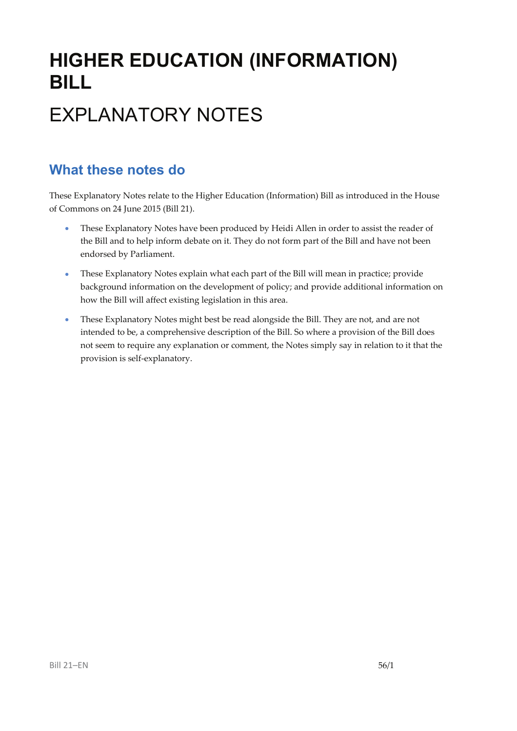# HIGHER EDUCATION (INFORMATION) BILL

# EXPLANATORY NOTES

## What these notes do

These Explanatory Notes relate to the Higher Education (Information) Bill as introduced in the House of Commons on 24 June 2015 (Bill 21).

- These Explanatory Notes have been produced by Heidi Allen in order to assist the reader of the Bill and to help inform debate on it. They do not form part of the Bill and have not been endorsed by Parliament.
- These Explanatory Notes explain what each part of the Bill will mean in practice; provide background information on the development of policy; and provide additional information on how the Bill will affect existing legislation in this area.
- These Explanatory Notes might best be read alongside the Bill. They are not, and are not intended to be, a comprehensive description of the Bill. So where a provision of the Bill does not seem to require any explanation or comment, the Notes simply say in relation to it that the provision is self-explanatory.

Bill 21–EN 56/1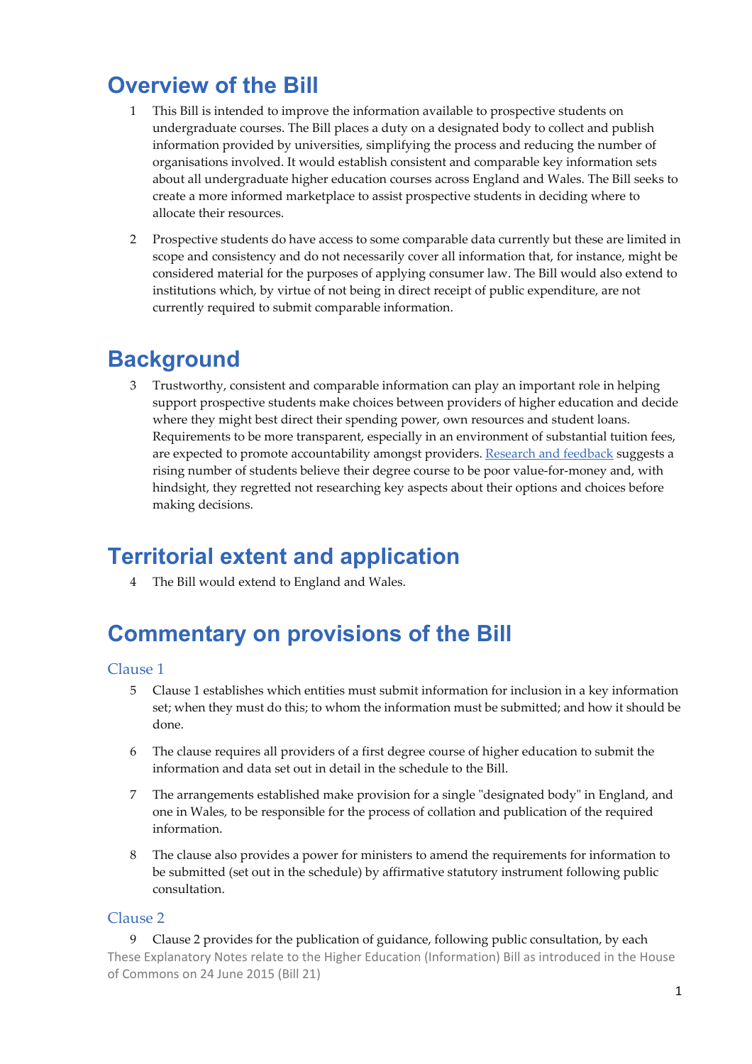# Overview of the Bill

1. This Bill is intended to improve the information available to prospective students on undergraduate courses. The Bill places a duty on a designated body to collect and publish information provided by universities, simplifying the process and reducing the number of organisations involved. It would establish consistent and comparable key information sets about all undergraduate higher education courses across England and Wales. The Bill seeks to create a more informed marketplace to assist prospective students in deciding where to allocate their resources.

2. Prospective students do have access to some comparable data currently but these are limited in scope and consistency and do not necessarily cover all information that, for instance, might be considered material for the purposes of applying consumer law. The Bill would also extend to institutions which, by virtue of not being in direct receipt of public expenditure, are not currently required to submit comparable information.

# Background

3. Trustworthy, consistent and comparable information can play an important role in helping support prospective students make choices between providers of higher education and decide where they might best direct their spending power, own resources and student loans. Requirements to be more transparent, especially in an environment of substantial tuition fees, are expected to promote accountability amongst providers. Research and feedback suggests a rising number of students believe their degree course to be poor value-for-money and, with hindsight, they regretted not researching key aspects about their options and choices before making decisions.

# Territorial extent and application

4. The Bill would extend to England and Wales.

# Commentary on provisions of the Bill

## Clause 1

5. Clause 1 establishes which entities must submit information for inclusion in a key information set; when they must do this; to whom the information must be submitted; and how it should be done.

6. The clause requires all providers of a first degree course of higher education to submit the information and data set out in detail in the schedule to the Bill.

7. The arrangements established make provision for a single "designated body" in England, and one in Wales, to be responsible for the process of collation and publication of the required information.

8. The clause also provides a power for ministers to amend the requirements for information to be submitted (set out in the schedule) by affirmative statutory instrument following public consultation.

## Clause 2

9. Clause 2 provides for the publication of guidance, following public consultation, by each

These Explanatory Notes relate to the Higher Education (Information) Bill as introduced in the House of Commons on 24 June 2015 (Bill 21)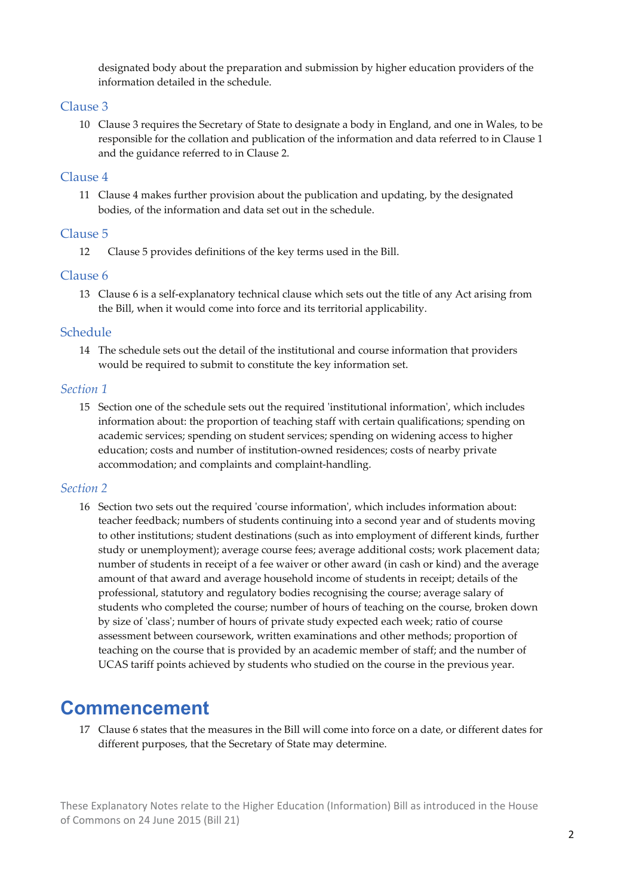designated body about the preparation and submission by higher education providers of the information detailed in the schedule.

### Clause 3

10 Clause 3 requires the Secretary of State to designate a body in England, and one in Wales, to be responsible for the collation and publication of the information and data referred to in Clause 1 and the guidance referred to in Clause 2.

### Clause 4

11 Clause 4 makes further provision about the publication and updating, by the designated bodies, of the information and data set out in the schedule.

### Clause 5

12 Clause 5 provides definitions of the key terms used in the Bill.

### Clause 6

13 Clause 6 is a self-explanatory technical clause which sets out the title of any Act arising from the Bill, when it would come into force and its territorial applicability.

### Schedule

14 The schedule sets out the detail of the institutional and course information that providers would be required to submit to constitute the key information set.

#### *Section 1*

15 Section one of the schedule sets out the required 'institutional information', which includes information about: the proportion of teaching staff with certain qualifications; spending on academic services; spending on student services; spending on widening access to higher education; costs and number of institution-owned residences; costs of nearby private accommodation; and complaints and complaint-handling.

#### *Section 2*

16 Section two sets out the required 'course information', which includes information about: teacher feedback; numbers of students continuing into a second year and of students moving to other institutions; student destinations (such as into employment of different kinds, further study or unemployment); average course fees; average additional costs; work placement data; number of students in receipt of a fee waiver or other award (in cash or kind) and the average amount of that award and average household income of students in receipt; details of the professional, statutory and regulatory bodies recognising the course; average salary of students who completed the course; number of hours of teaching on the course, broken down by size of 'class'; number of hours of private study expected each week; ratio of course assessment between coursework, written examinations and other methods; proportion of teaching on the course that is provided by an academic member of staff; and the number of UCAS tariff points achieved by students who studied on the course in the previous year.

## Commencement

17 Clause 6 states that the measures in the Bill will come into force on a date, or different dates for different purposes, that the Secretary of State may determine.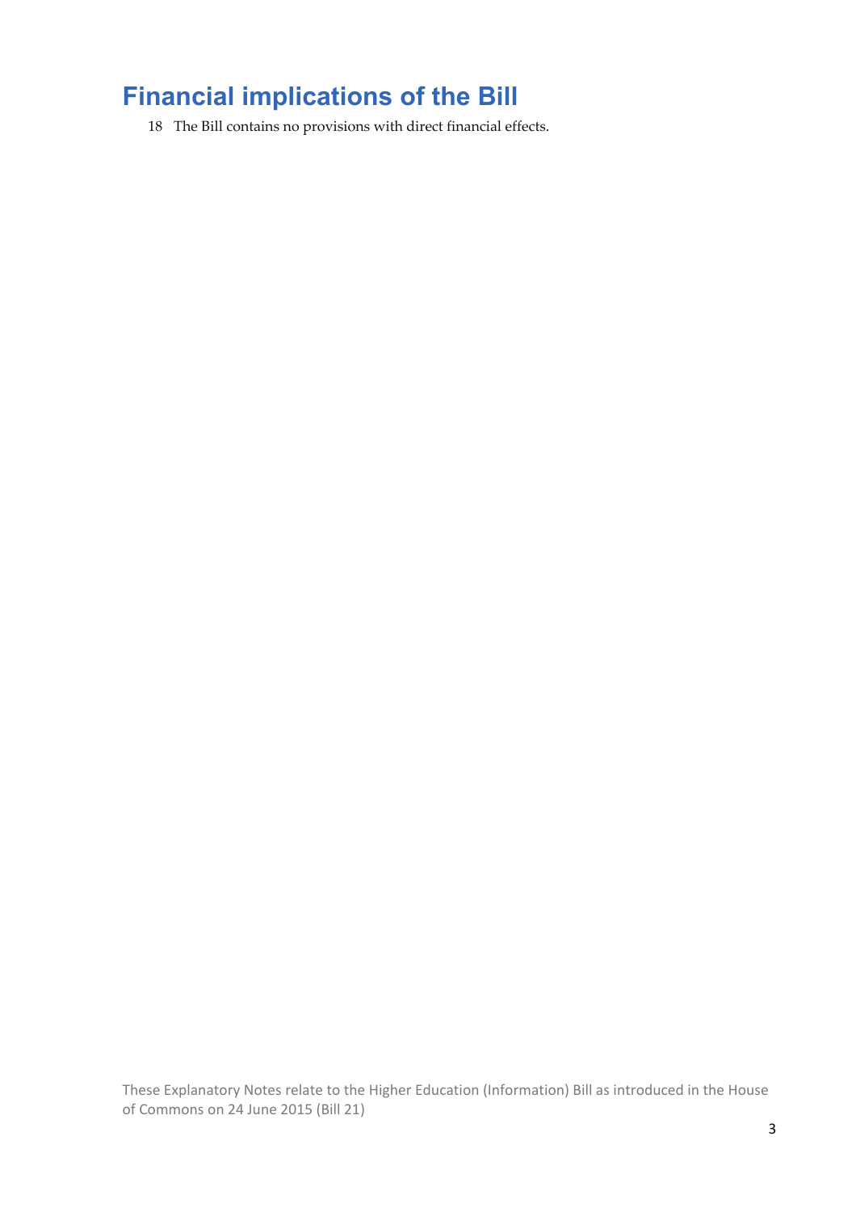# Financial implications of the Bill

18 The Bill contains no provisions with direct financial effects.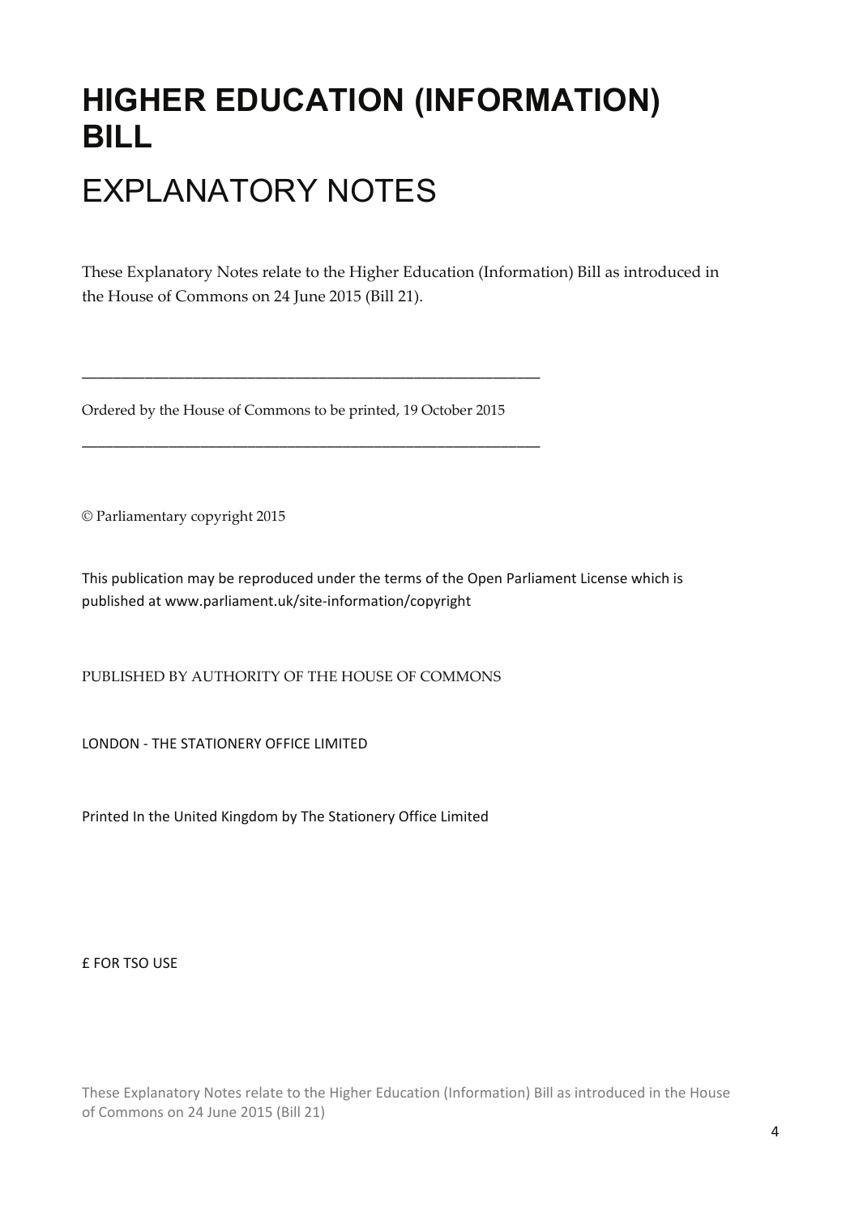# HIGHER EDUCATION (INFORMATION) BILL

# EXPLANATORY NOTES

These Explanatory Notes relate to the Higher Education (Information) Bill as introduced in the House of Commons on 24 June 2015 (Bill 21).

---

Ordered by the House of Commons to be printed, 19 October 2015

---

© Parliamentary copyright 2015

This publication may be reproduced under the terms of the Open Parliament License which is published at www.parliament.uk/site-information/copyright

PUBLISHED BY AUTHORITY OF THE HOUSE OF COMMONS

LONDON - THE STATIONERY OFFICE LIMITED

Printed In the United Kingdom by The Stationery Office Limited

£ FOR TSO USE